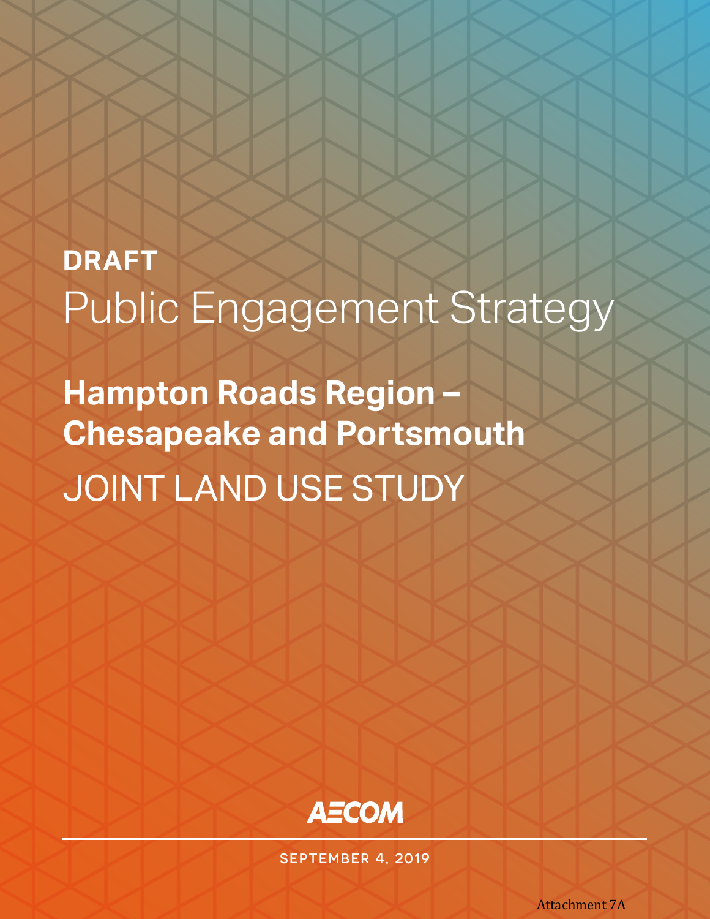**DRAFT**

# Public Engagement Strategy

## Hampton Roads Region – Chesapeake and Portsmouth

# JOINT LAND USE STUDY

AECOM

SEPTEMBER 4, 2019

Attachment 7A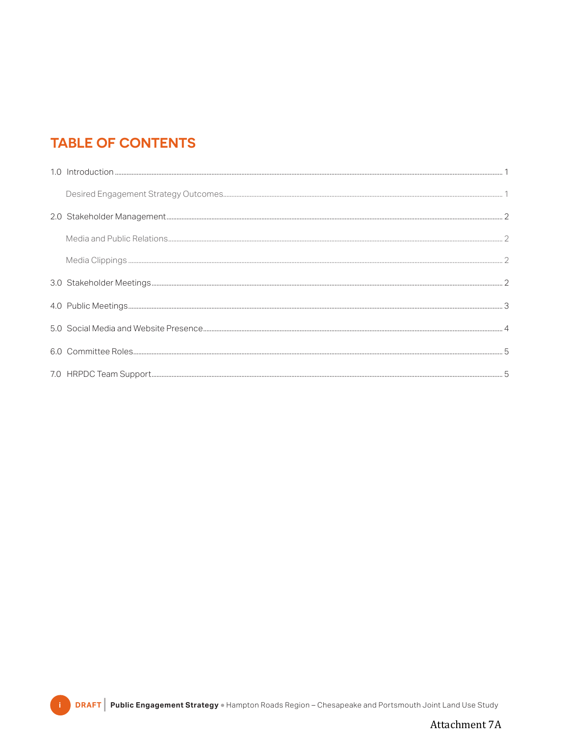# TABLE OF CONTENTS

1.0 Introduction ..... 1

Desired Engagement Strategy Outcomes ..... 1

2.0 Stakeholder Management ..... 2

Media and Public Relations ..... 2

Media Clippings ..... 2

3.0 Stakeholder Meetings ..... 2

4.0 Public Meetings ..... 3

5.0 Social Media and Website Presence ..... 4

6.0 Committee Roles ..... 5

7.0 HRPDC Team Support ..... 5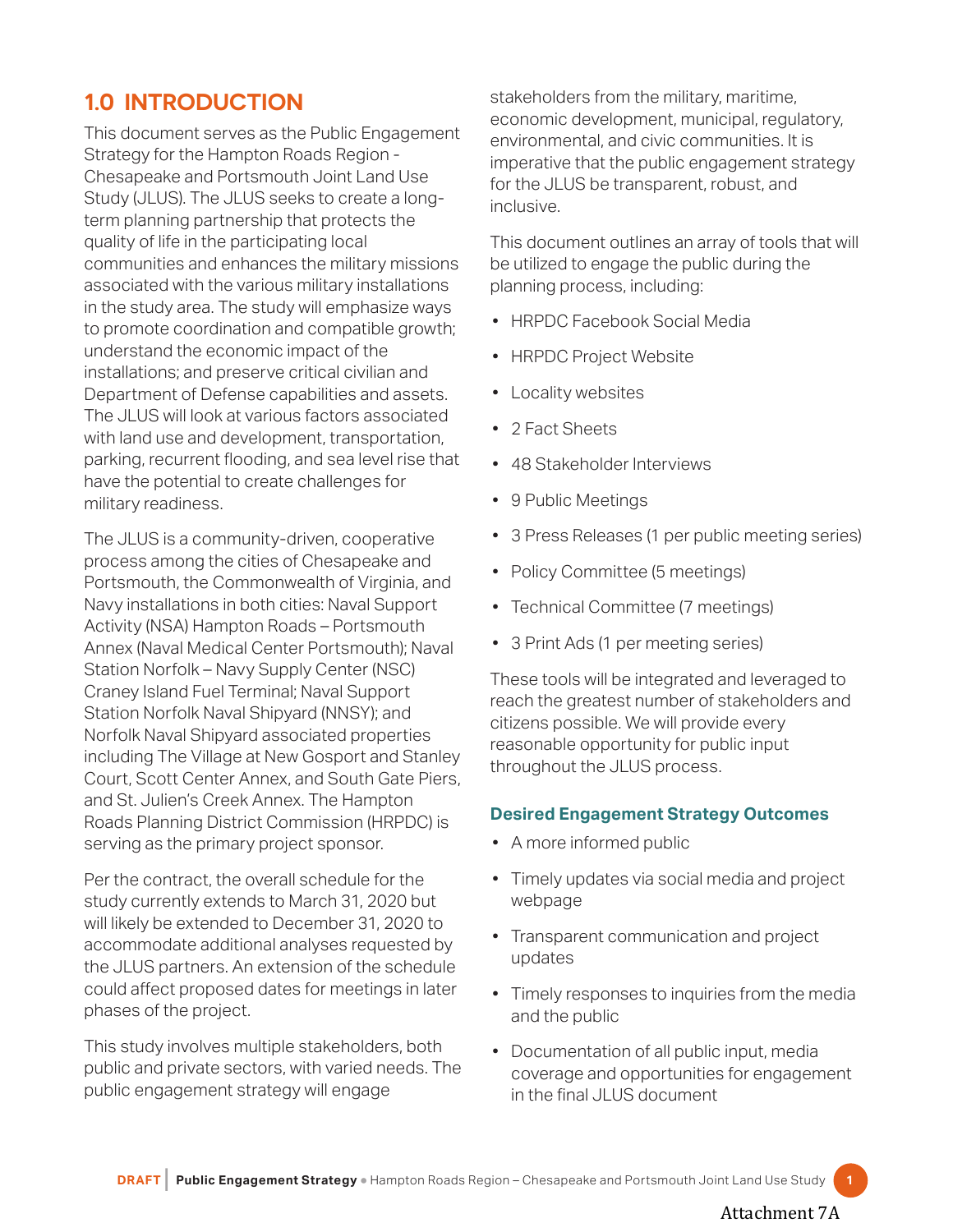## 1.0 INTRODUCTION

This document serves as the Public Engagement Strategy for the Hampton Roads Region - Chesapeake and Portsmouth Joint Land Use Study (JLUS). The JLUS seeks to create a long-term planning partnership that protects the quality of life in the participating local communities and enhances the military missions associated with the various military installations in the study area. The study will emphasize ways to promote coordination and compatible growth; understand the economic impact of the installations; and preserve critical civilian and Department of Defense capabilities and assets. The JLUS will look at various factors associated with land use and development, transportation, parking, recurrent flooding, and sea level rise that have the potential to create challenges for military readiness.

The JLUS is a community-driven, cooperative process among the cities of Chesapeake and Portsmouth, the Commonwealth of Virginia, and Navy installations in both cities: Naval Support Activity (NSA) Hampton Roads – Portsmouth Annex (Naval Medical Center Portsmouth); Naval Station Norfolk – Navy Supply Center (NSC) Craney Island Fuel Terminal; Naval Support Station Norfolk Naval Shipyard (NNSY); and Norfolk Naval Shipyard associated properties including The Village at New Gosport and Stanley Court, Scott Center Annex, and South Gate Piers, and St. Julien's Creek Annex. The Hampton Roads Planning District Commission (HRPDC) is serving as the primary project sponsor.

Per the contract, the overall schedule for the study currently extends to March 31, 2020 but will likely be extended to December 31, 2020 to accommodate additional analyses requested by the JLUS partners. An extension of the schedule could affect proposed dates for meetings in later phases of the project.

This study involves multiple stakeholders, both public and private sectors, with varied needs. The public engagement strategy will engage stakeholders from the military, maritime, economic development, municipal, regulatory, environmental, and civic communities. It is imperative that the public engagement strategy for the JLUS be transparent, robust, and inclusive.

This document outlines an array of tools that will be utilized to engage the public during the planning process, including:

- HRPDC Facebook Social Media
- HRPDC Project Website
- Locality websites
- 2 Fact Sheets
- 48 Stakeholder Interviews
- 9 Public Meetings
- 3 Press Releases (1 per public meeting series)
- Policy Committee (5 meetings)
- Technical Committee (7 meetings)
- 3 Print Ads (1 per meeting series)

These tools will be integrated and leveraged to reach the greatest number of stakeholders and citizens possible. We will provide every reasonable opportunity for public input throughout the JLUS process.

### Desired Engagement Strategy Outcomes

- A more informed public
- Timely updates via social media and project webpage
- Transparent communication and project updates
- Timely responses to inquiries from the media and the public
- Documentation of all public input, media coverage and opportunities for engagement in the final JLUS document

Attachment 7A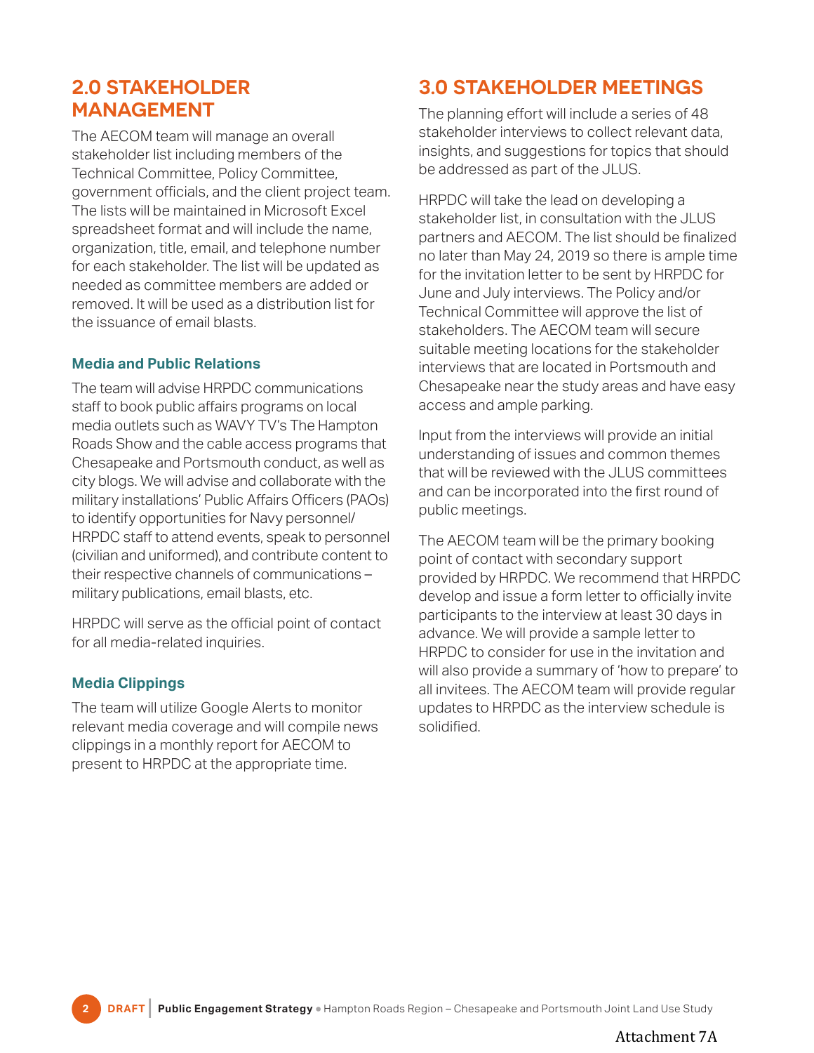## 2.0 STAKEHOLDER MANAGEMENT

The AECOM team will manage an overall stakeholder list including members of the Technical Committee, Policy Committee, government officials, and the client project team. The lists will be maintained in Microsoft Excel spreadsheet format and will include the name, organization, title, email, and telephone number for each stakeholder. The list will be updated as needed as committee members are added or removed. It will be used as a distribution list for the issuance of email blasts.

### Media and Public Relations

The team will advise HRPDC communications staff to book public affairs programs on local media outlets such as WAVY TV's The Hampton Roads Show and the cable access programs that Chesapeake and Portsmouth conduct, as well as city blogs. We will advise and collaborate with the military installations' Public Affairs Officers (PAOs) to identify opportunities for Navy personnel/ HRPDC staff to attend events, speak to personnel (civilian and uniformed), and contribute content to their respective channels of communications – military publications, email blasts, etc.

HRPDC will serve as the official point of contact for all media-related inquiries.

### Media Clippings

The team will utilize Google Alerts to monitor relevant media coverage and will compile news clippings in a monthly report for AECOM to present to HRPDC at the appropriate time.

## 3.0 STAKEHOLDER MEETINGS

The planning effort will include a series of 48 stakeholder interviews to collect relevant data, insights, and suggestions for topics that should be addressed as part of the JLUS.

HRPDC will take the lead on developing a stakeholder list, in consultation with the JLUS partners and AECOM. The list should be finalized no later than May 24, 2019 so there is ample time for the invitation letter to be sent by HRPDC for June and July interviews. The Policy and/or Technical Committee will approve the list of stakeholders. The AECOM team will secure suitable meeting locations for the stakeholder interviews that are located in Portsmouth and Chesapeake near the study areas and have easy access and ample parking.

Input from the interviews will provide an initial understanding of issues and common themes that will be reviewed with the JLUS committees and can be incorporated into the first round of public meetings.

The AECOM team will be the primary booking point of contact with secondary support provided by HRPDC. We recommend that HRPDC develop and issue a form letter to officially invite participants to the interview at least 30 days in advance. We will provide a sample letter to HRPDC to consider for use in the invitation and will also provide a summary of 'how to prepare' to all invitees. The AECOM team will provide regular updates to HRPDC as the interview schedule is solidified.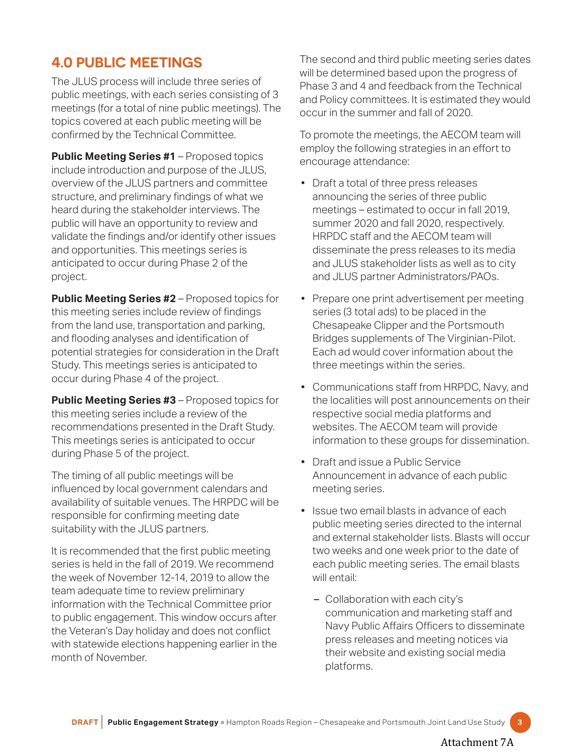## 4.0 PUBLIC MEETINGS

The JLUS process will include three series of public meetings, with each series consisting of 3 meetings (for a total of nine public meetings). The topics covered at each public meeting will be confirmed by the Technical Committee.

**Public Meeting Series #1** – Proposed topics include introduction and purpose of the JLUS, overview of the JLUS partners and committee structure, and preliminary findings of what we heard during the stakeholder interviews. The public will have an opportunity to review and validate the findings and/or identify other issues and opportunities. This meetings series is anticipated to occur during Phase 2 of the project.

**Public Meeting Series #2** – Proposed topics for this meeting series include review of findings from the land use, transportation and parking, and flooding analyses and identification of potential strategies for consideration in the Draft Study. This meetings series is anticipated to occur during Phase 4 of the project.

**Public Meeting Series #3** – Proposed topics for this meeting series include a review of the recommendations presented in the Draft Study. This meetings series is anticipated to occur during Phase 5 of the project.

The timing of all public meetings will be influenced by local government calendars and availability of suitable venues. The HRPDC will be responsible for confirming meeting date suitability with the JLUS partners.

It is recommended that the first public meeting series is held in the fall of 2019. We recommend the week of November 12-14, 2019 to allow the team adequate time to review preliminary information with the Technical Committee prior to public engagement. This window occurs after the Veteran's Day holiday and does not conflict with statewide elections happening earlier in the month of November.

The second and third public meeting series dates will be determined based upon the progress of Phase 3 and 4 and feedback from the Technical and Policy committees. It is estimated they would occur in the summer and fall of 2020.

To promote the meetings, the AECOM team will employ the following strategies in an effort to encourage attendance:

- Draft a total of three press releases announcing the series of three public meetings – estimated to occur in fall 2019, summer 2020 and fall 2020, respectively. HRPDC staff and the AECOM team will disseminate the press releases to its media and JLUS stakeholder lists as well as to city and JLUS partner Administrators/PAOs.
- Prepare one print advertisement per meeting series (3 total ads) to be placed in the Chesapeake Clipper and the Portsmouth Bridges supplements of The Virginian-Pilot. Each ad would cover information about the three meetings within the series.
- Communications staff from HRPDC, Navy, and the localities will post announcements on their respective social media platforms and websites. The AECOM team will provide information to these groups for dissemination.
- Draft and issue a Public Service Announcement in advance of each public meeting series.
- Issue two email blasts in advance of each public meeting series directed to the internal and external stakeholder lists. Blasts will occur two weeks and one week prior to the date of each public meeting series. The email blasts will entail:
  - Collaboration with each city's communication and marketing staff and Navy Public Affairs Officers to disseminate press releases and meeting notices via their website and existing social media platforms.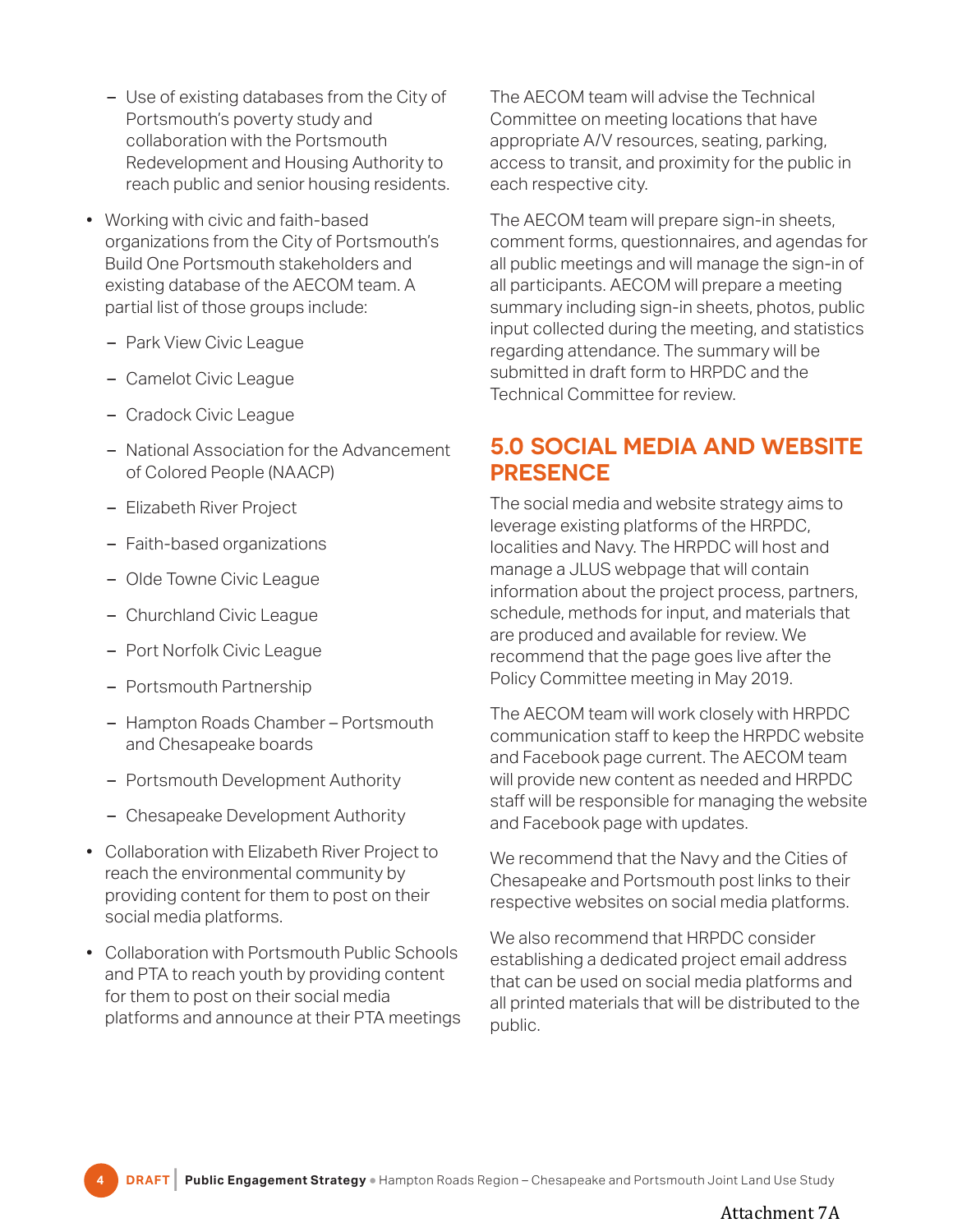- Use of existing databases from the City of Portsmouth's poverty study and collaboration with the Portsmouth Redevelopment and Housing Authority to reach public and senior housing residents.

- Working with civic and faith-based organizations from the City of Portsmouth's Build One Portsmouth stakeholders and existing database of the AECOM team. A partial list of those groups include:
  - Park View Civic League
  - Camelot Civic League
  - Cradock Civic League
  - National Association for the Advancement of Colored People (NAACP)
  - Elizabeth River Project
  - Faith-based organizations
  - Olde Towne Civic League
  - Churchland Civic League
  - Port Norfolk Civic League
  - Portsmouth Partnership
  - Hampton Roads Chamber – Portsmouth and Chesapeake boards
  - Portsmouth Development Authority
  - Chesapeake Development Authority
- Collaboration with Elizabeth River Project to reach the environmental community by providing content for them to post on their social media platforms.
- Collaboration with Portsmouth Public Schools and PTA to reach youth by providing content for them to post on their social media platforms and announce at their PTA meetings

The AECOM team will advise the Technical Committee on meeting locations that have appropriate A/V resources, seating, parking, access to transit, and proximity for the public in each respective city.

The AECOM team will prepare sign-in sheets, comment forms, questionnaires, and agendas for all public meetings and will manage the sign-in of all participants. AECOM will prepare a meeting summary including sign-in sheets, photos, public input collected during the meeting, and statistics regarding attendance. The summary will be submitted in draft form to HRPDC and the Technical Committee for review.

## 5.0 SOCIAL MEDIA AND WEBSITE PRESENCE

The social media and website strategy aims to leverage existing platforms of the HRPDC, localities and Navy. The HRPDC will host and manage a JLUS webpage that will contain information about the project process, partners, schedule, methods for input, and materials that are produced and available for review. We recommend that the page goes live after the Policy Committee meeting in May 2019.

The AECOM team will work closely with HRPDC communication staff to keep the HRPDC website and Facebook page current. The AECOM team will provide new content as needed and HRPDC staff will be responsible for managing the website and Facebook page with updates.

We recommend that the Navy and the Cities of Chesapeake and Portsmouth post links to their respective websites on social media platforms.

We also recommend that HRPDC consider establishing a dedicated project email address that can be used on social media platforms and all printed materials that will be distributed to the public.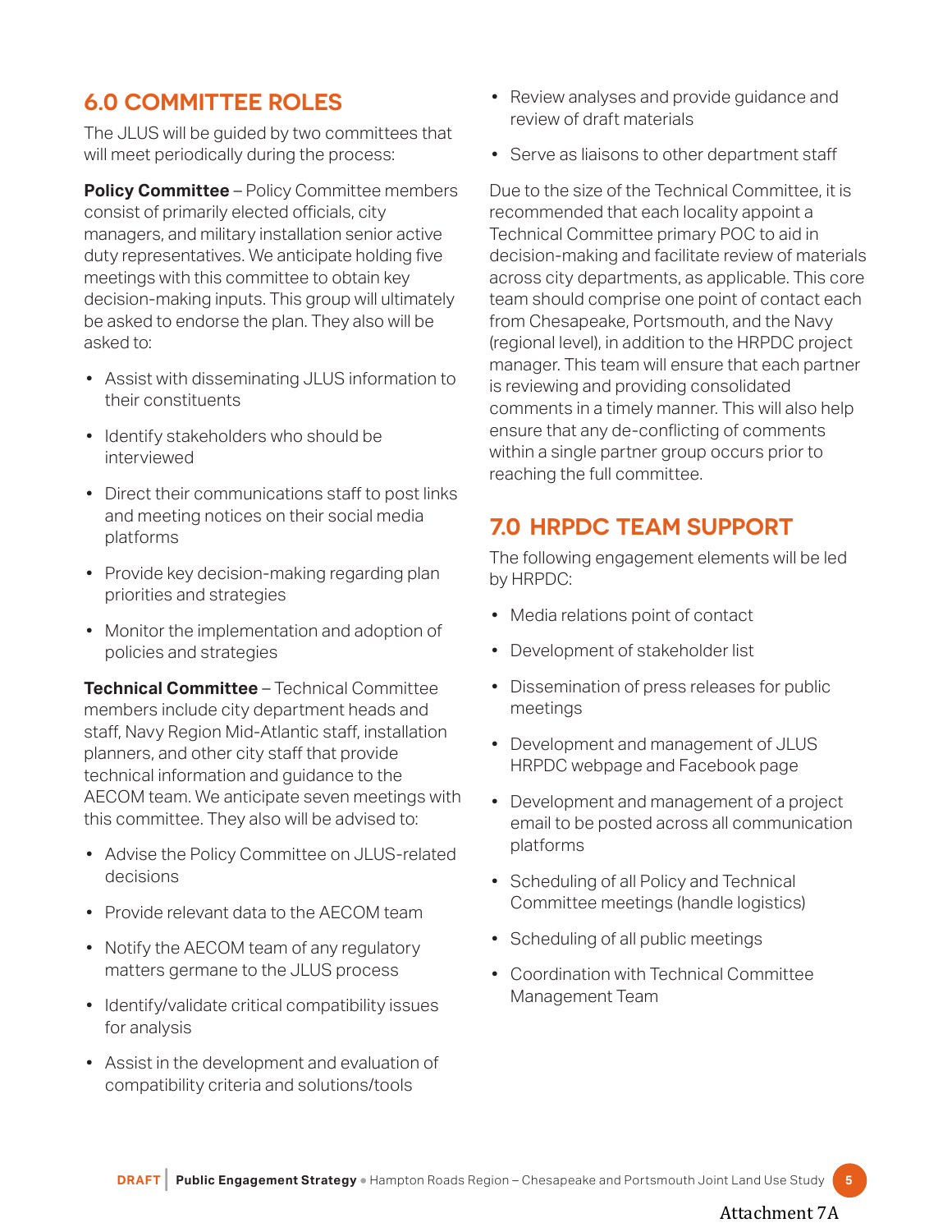## 6.0 COMMITTEE ROLES

The JLUS will be guided by two committees that will meet periodically during the process:

**Policy Committee** – Policy Committee members consist of primarily elected officials, city managers, and military installation senior active duty representatives. We anticipate holding five meetings with this committee to obtain key decision-making inputs. This group will ultimately be asked to endorse the plan. They also will be asked to:

- Assist with disseminating JLUS information to their constituents
- Identify stakeholders who should be interviewed
- Direct their communications staff to post links and meeting notices on their social media platforms
- Provide key decision-making regarding plan priorities and strategies
- Monitor the implementation and adoption of policies and strategies

**Technical Committee** – Technical Committee members include city department heads and staff, Navy Region Mid-Atlantic staff, installation planners, and other city staff that provide technical information and guidance to the AECOM team. We anticipate seven meetings with this committee. They also will be advised to:

- Advise the Policy Committee on JLUS-related decisions
- Provide relevant data to the AECOM team
- Notify the AECOM team of any regulatory matters germane to the JLUS process
- Identify/validate critical compatibility issues for analysis
- Assist in the development and evaluation of compatibility criteria and solutions/tools
- Review analyses and provide guidance and review of draft materials
- Serve as liaisons to other department staff

Due to the size of the Technical Committee, it is recommended that each locality appoint a Technical Committee primary POC to aid in decision-making and facilitate review of materials across city departments, as applicable. This core team should comprise one point of contact each from Chesapeake, Portsmouth, and the Navy (regional level), in addition to the HRPDC project manager. This team will ensure that each partner is reviewing and providing consolidated comments in a timely manner. This will also help ensure that any de-conflicting of comments within a single partner group occurs prior to reaching the full committee.

## 7.0 HRPDC TEAM SUPPORT

The following engagement elements will be led by HRPDC:

- Media relations point of contact
- Development of stakeholder list
- Dissemination of press releases for public meetings
- Development and management of JLUS HRPDC webpage and Facebook page
- Development and management of a project email to be posted across all communication platforms
- Scheduling of all Policy and Technical Committee meetings (handle logistics)
- Scheduling of all public meetings
- Coordination with Technical Committee Management Team

Attachment 7A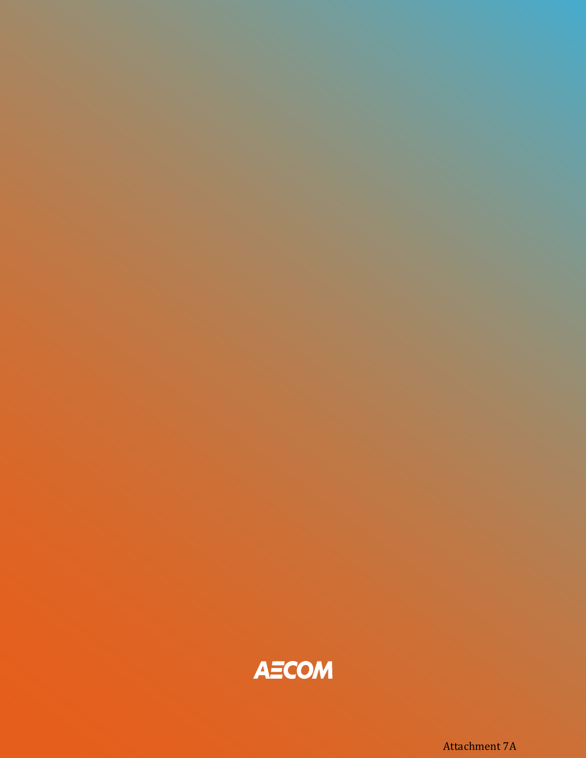AECOM

Attachment 7A